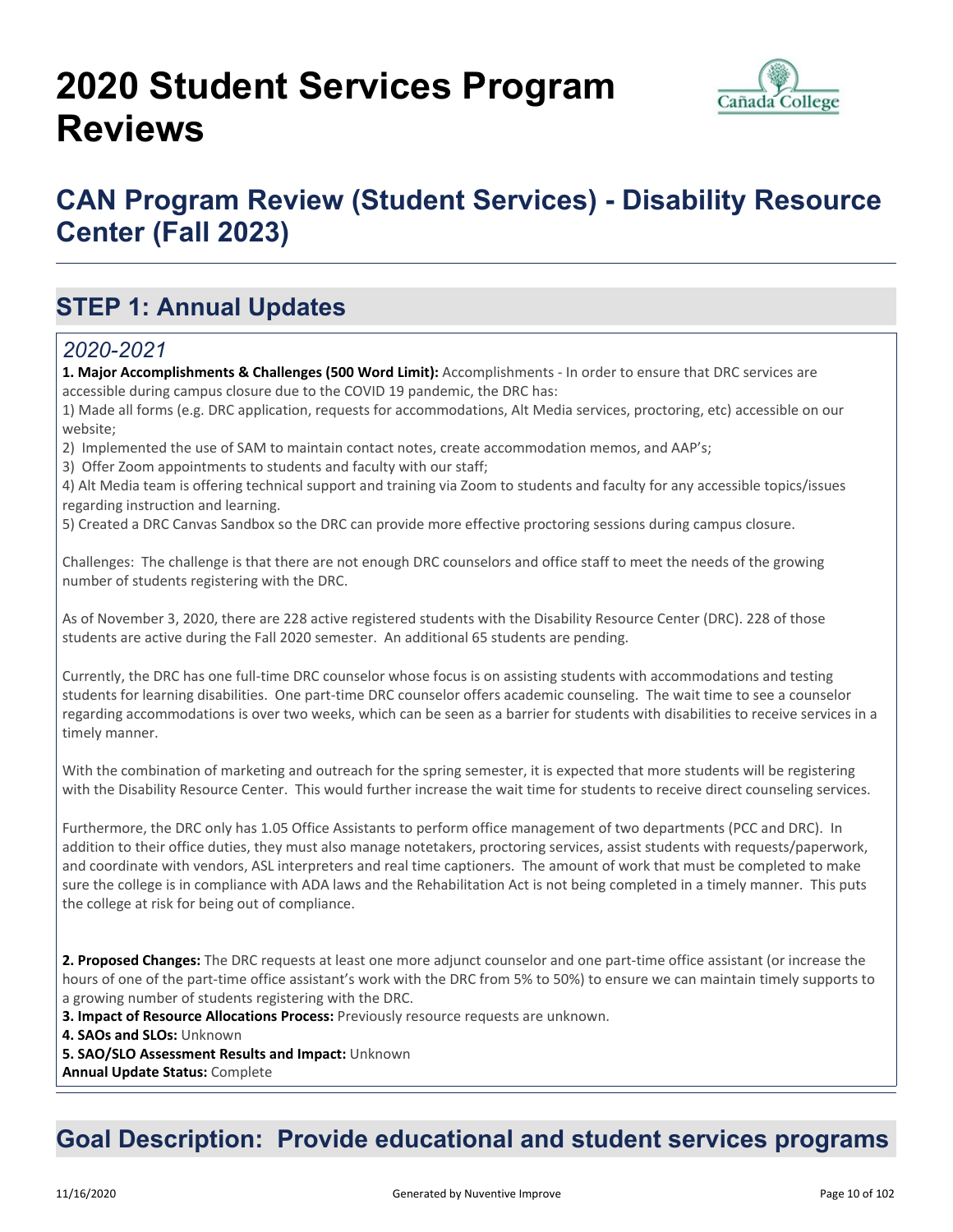# 2020 Student Services Program Reviews

## CAN Program Review (Student Services) - Disability Resource Center (Fall 2023)

## STEP 1: Annual Updates

### *2020-2021*

**1. Major Accomplishments & Challenges (500 Word Limit):** Accomplishments - In order to ensure that DRC services are accessible during campus closure due to the COVID 19 pandemic, the DRC has:

1) Made all forms (e.g. DRC application, requests for accommodations, Alt Media services, proctoring, etc) accessible on our website;
2) Implemented the use of SAM to maintain contact notes, create accommodation memos, and AAP's;
3) Offer Zoom appointments to students and faculty with our staff;
4) Alt Media team is offering technical support and training via Zoom to students and faculty for any accessible topics/issues regarding instruction and learning.
5) Created a DRC Canvas Sandbox so the DRC can provide more effective proctoring sessions during campus closure.

Challenges: The challenge is that there are not enough DRC counselors and office staff to meet the needs of the growing number of students registering with the DRC.

As of November 3, 2020, there are 228 active registered students with the Disability Resource Center (DRC). 228 of those students are active during the Fall 2020 semester. An additional 65 students are pending.

Currently, the DRC has one full-time DRC counselor whose focus is on assisting students with accommodations and testing students for learning disabilities. One part-time DRC counselor offers academic counseling. The wait time to see a counselor regarding accommodations is over two weeks, which can be seen as a barrier for students with disabilities to receive services in a timely manner.

With the combination of marketing and outreach for the spring semester, it is expected that more students will be registering with the Disability Resource Center. This would further increase the wait time for students to receive direct counseling services.

Furthermore, the DRC only has 1.05 Office Assistants to perform office management of two departments (PCC and DRC). In addition to their office duties, they must also manage notetakers, proctoring services, assist students with requests/paperwork, and coordinate with vendors, ASL interpreters and real time captioners. The amount of work that must be completed to make sure the college is in compliance with ADA laws and the Rehabilitation Act is not being completed in a timely manner. This puts the college at risk for being out of compliance.

**2. Proposed Changes:** The DRC requests at least one more adjunct counselor and one part-time office assistant (or increase the hours of one of the part-time office assistant's work with the DRC from 5% to 50%) to ensure we can maintain timely supports to a growing number of students registering with the DRC.
**3. Impact of Resource Allocations Process:** Previously resource requests are unknown.
**4. SAOs and SLOs:** Unknown
**5. SAO/SLO Assessment Results and Impact:** Unknown
**Annual Update Status:** Complete

## Goal Description: Provide educational and student services programs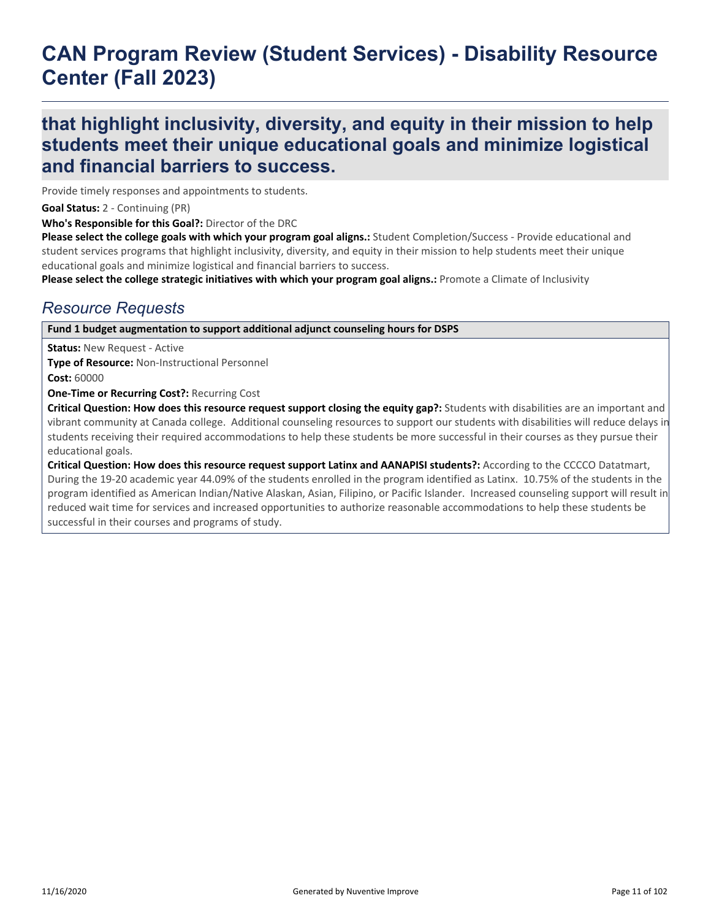# CAN Program Review (Student Services) - Disability Resource Center (Fall 2023)

## that highlight inclusivity, diversity, and equity in their mission to help students meet their unique educational goals and minimize logistical and financial barriers to success.

Provide timely responses and appointments to students.

**Goal Status:** 2 - Continuing (PR)

**Who's Responsible for this Goal?:** Director of the DRC

**Please select the college goals with which your program goal aligns.:** Student Completion/Success - Provide educational and student services programs that highlight inclusivity, diversity, and equity in their mission to help students meet their unique educational goals and minimize logistical and financial barriers to success.

**Please select the college strategic initiatives with which your program goal aligns.:** Promote a Climate of Inclusivity

### *Resource Requests*

**Fund 1 budget augmentation to support additional adjunct counseling hours for DSPS**

**Status:** New Request - Active

**Type of Resource:** Non-Instructional Personnel

**Cost:** 60000

**One-Time or Recurring Cost?:** Recurring Cost

**Critical Question: How does this resource request support closing the equity gap?:** Students with disabilities are an important and vibrant community at Canada college. Additional counseling resources to support our students with disabilities will reduce delays in students receiving their required accommodations to help these students be more successful in their courses as they pursue their educational goals.

**Critical Question: How does this resource request support Latinx and AANAPISI students?:** According to the CCCCO Datatmart, During the 19-20 academic year 44.09% of the students enrolled in the program identified as Latinx. 10.75% of the students in the program identified as American Indian/Native Alaskan, Asian, Filipino, or Pacific Islander. Increased counseling support will result in reduced wait time for services and increased opportunities to authorize reasonable accommodations to help these students be successful in their courses and programs of study.